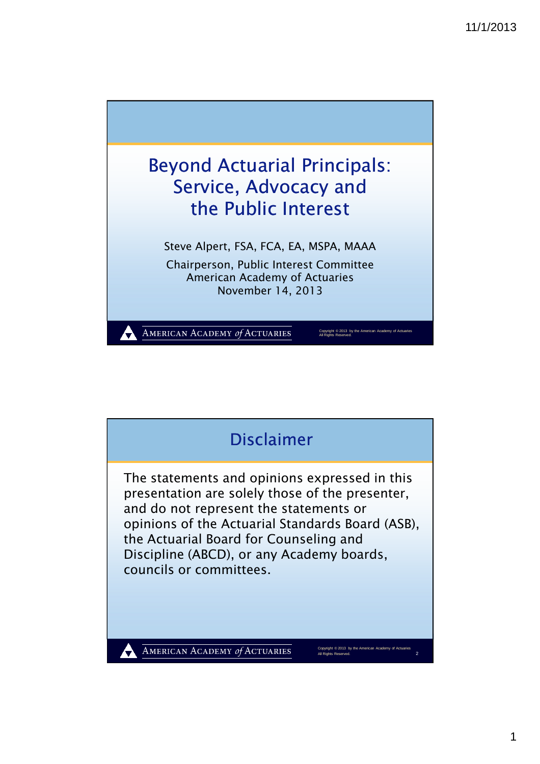# Beyond Actuarial Principals: Service, Advocacy and the Public Interest

Steve Alpert, FSA, FCA, EA, MSPA, MAAA

Chairperson, Public Interest Committee
American Academy of Actuaries
November 14, 2013

American Academy *of* Actuaries

Copyright © 2013 by the American Academy of Actuaries
All Rights Reserved.

## Disclaimer

The statements and opinions expressed in this presentation are solely those of the presenter, and do not represent the statements or opinions of the Actuarial Standards Board (ASB), the Actuarial Board for Counseling and Discipline (ABCD), or any Academy boards, councils or committees.

American Academy *of* Actuaries

Copyright © 2013 by the American Academy of Actuaries
All Rights Reserved.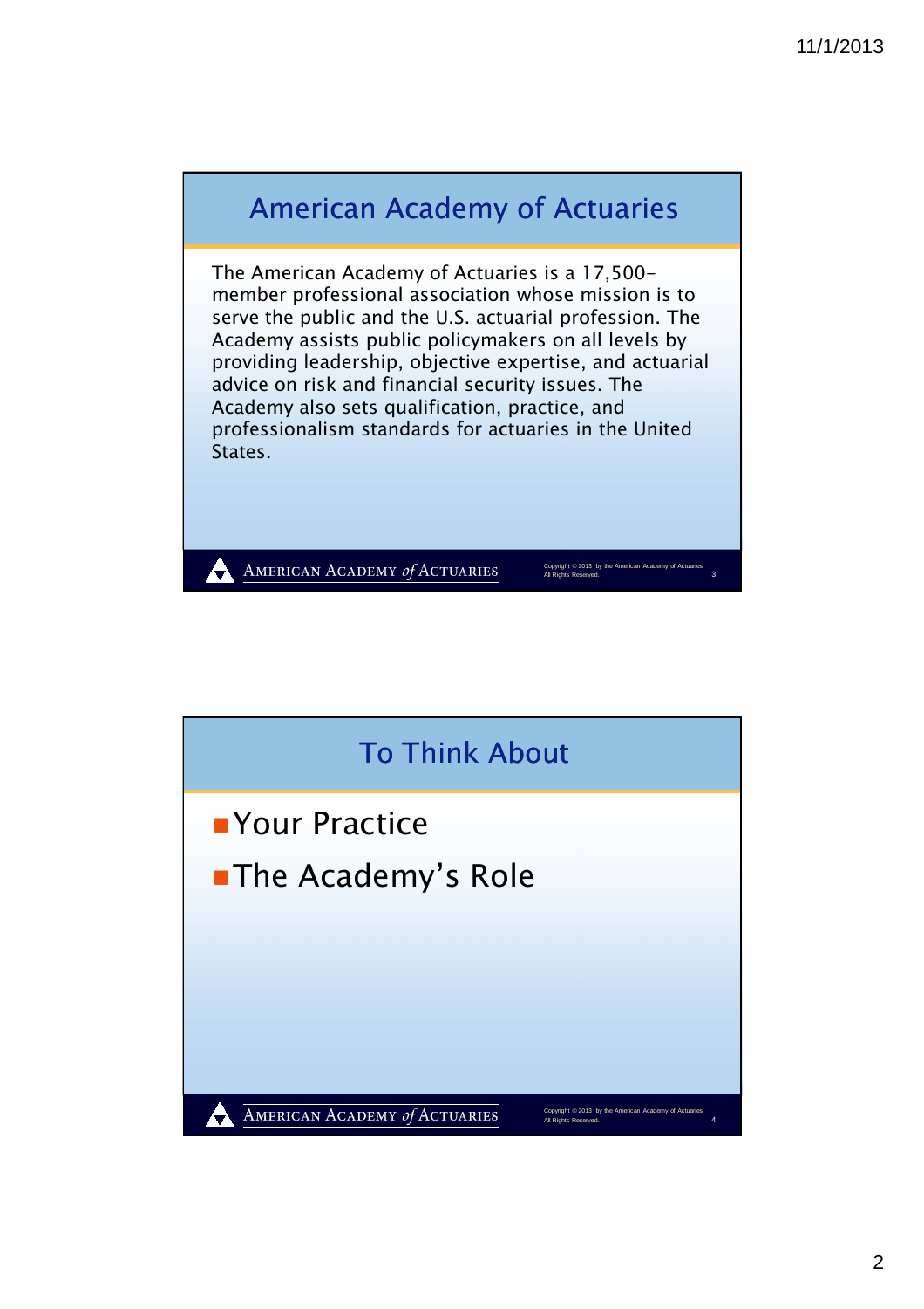## American Academy of Actuaries

The American Academy of Actuaries is a 17,500-member professional association whose mission is to serve the public and the U.S. actuarial profession. The Academy assists public policymakers on all levels by providing leadership, objective expertise, and actuarial advice on risk and financial security issues. The Academy also sets qualification, practice, and professionalism standards for actuaries in the United States.

## To Think About

- Your Practice
- The Academy's Role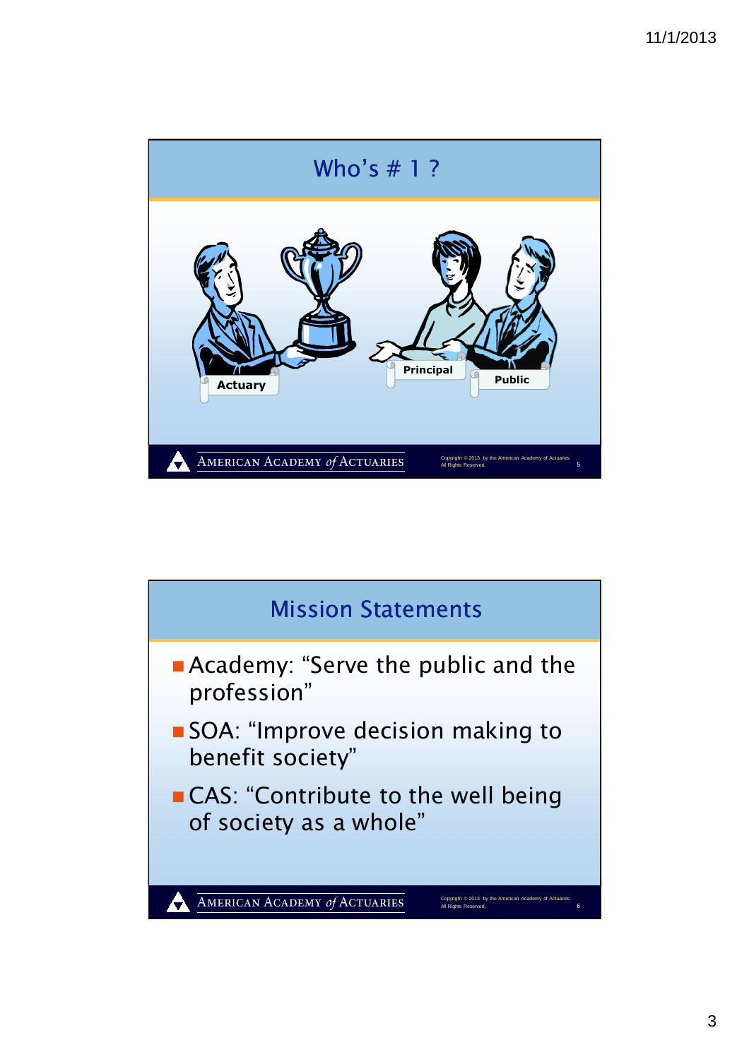## Who's # 1 ?

Actuary

Principal

Public

## Mission Statements

- Academy: "Serve the public and the profession"
- SOA: "Improve decision making to benefit society"
- CAS: "Contribute to the well being of society as a whole"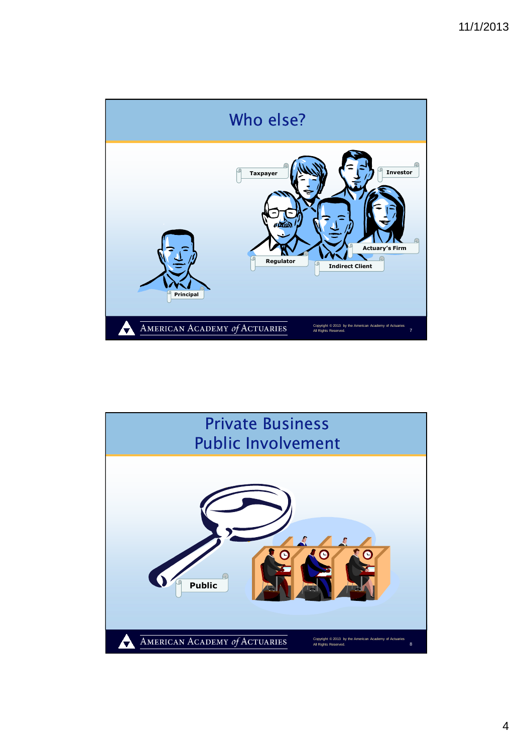## Who else?

Taxpayer

Investor

Actuary's Firm

Regulator

Indirect Client

Principal

## Private Business Public Involvement

Public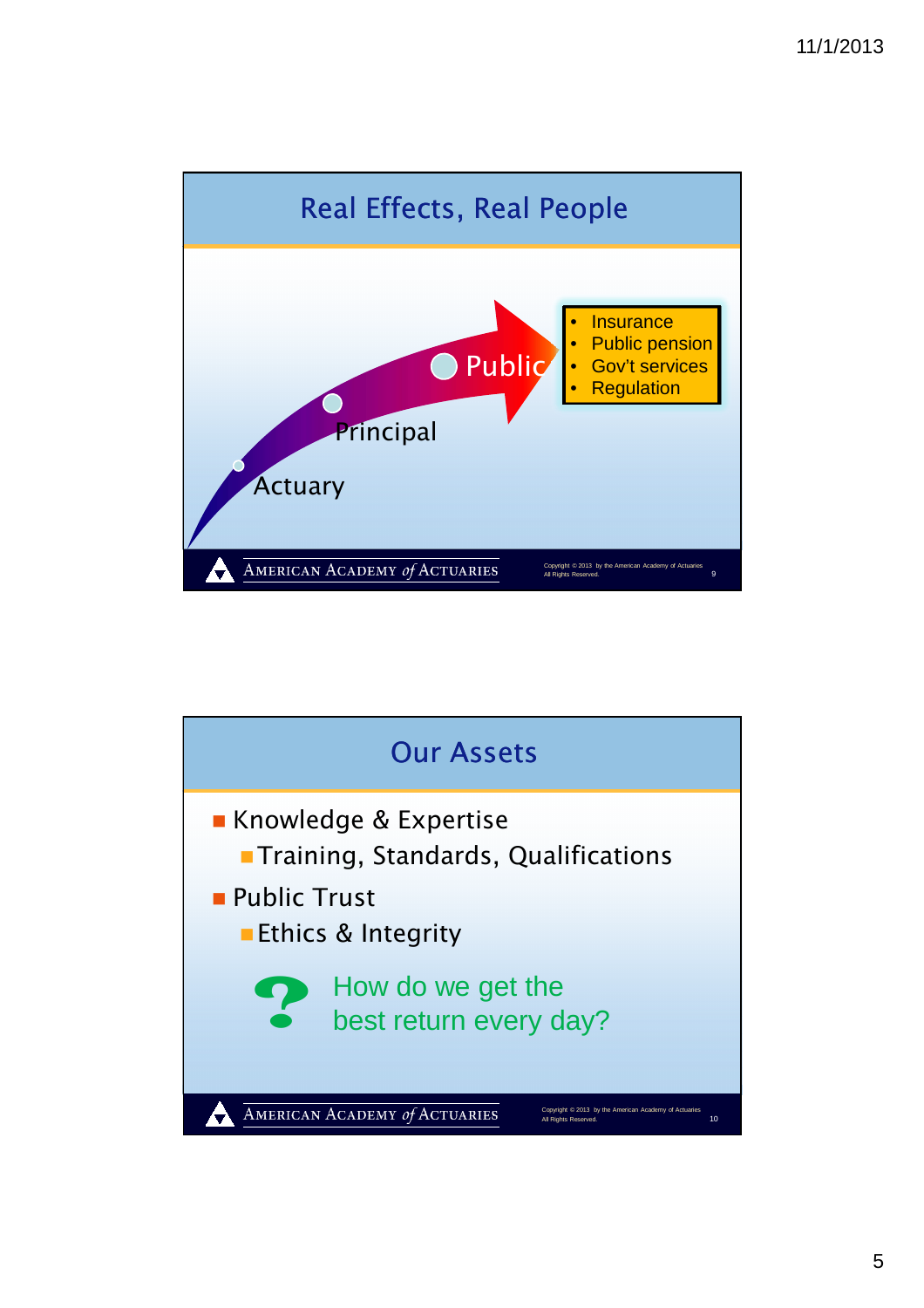## Real Effects, Real People

Actuary → Principal → Public

- Insurance
- Public pension
- Gov't services
- Regulation

## Our Assets

- Knowledge & Expertise
  - Training, Standards, Qualifications
- Public Trust
  - Ethics & Integrity

How do we get the best return every day?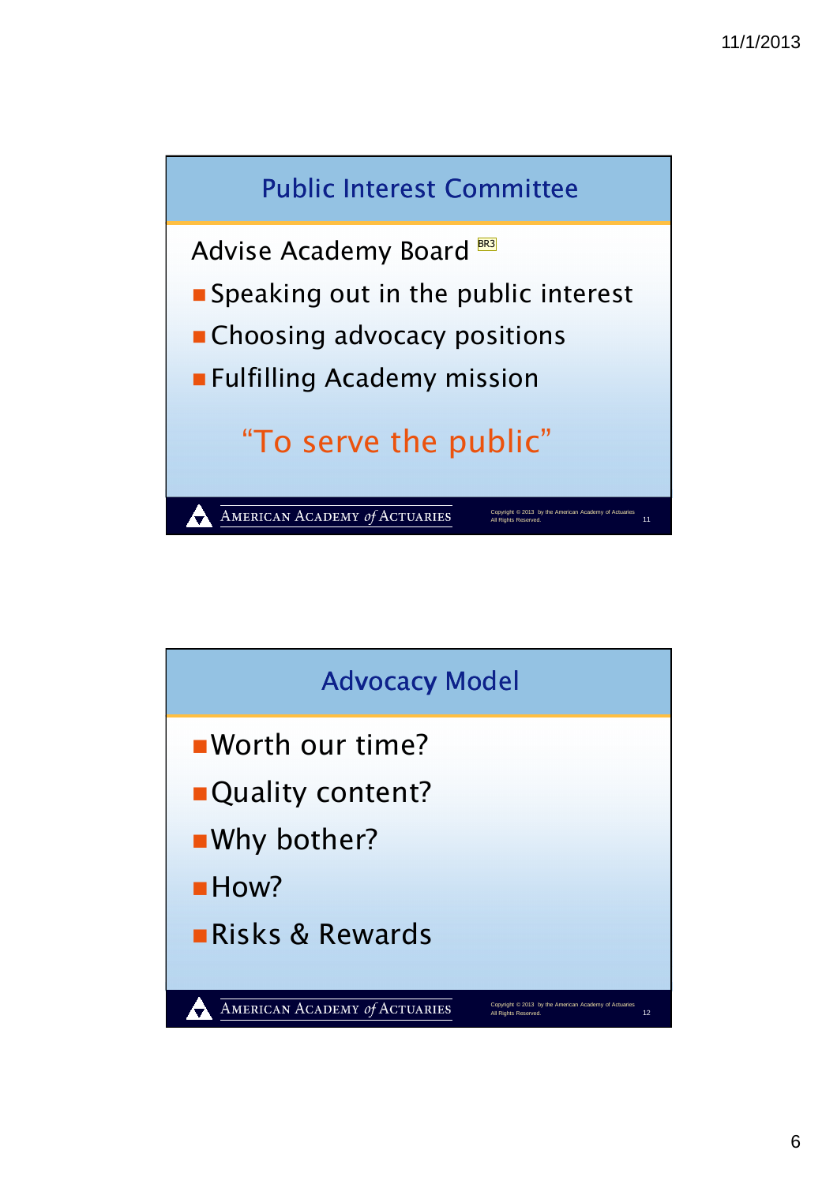## Public Interest Committee

Advise Academy Board BR3

- Speaking out in the public interest
- Choosing advocacy positions
- Fulfilling Academy mission

"To serve the public"

AMERICAN ACADEMY of ACTUARIES

Copyright © 2013 by the American Academy of Actuaries
All Rights Reserved.

## Advocacy Model

- Worth our time?
- Quality content?
- Why bother?
- How?
- Risks & Rewards

AMERICAN ACADEMY of ACTUARIES

Copyright © 2013 by the American Academy of Actuaries
All Rights Reserved.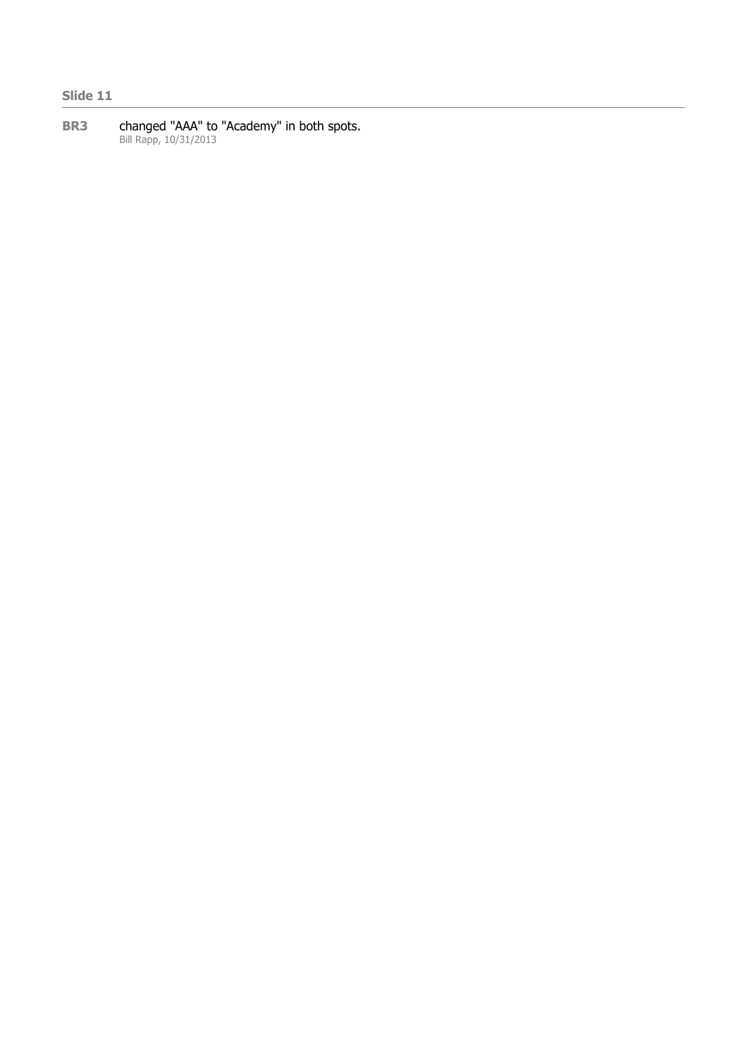**Slide 11**

---

**BR3** changed "AAA" to "Academy" in both spots.
Bill Rapp, 10/31/2013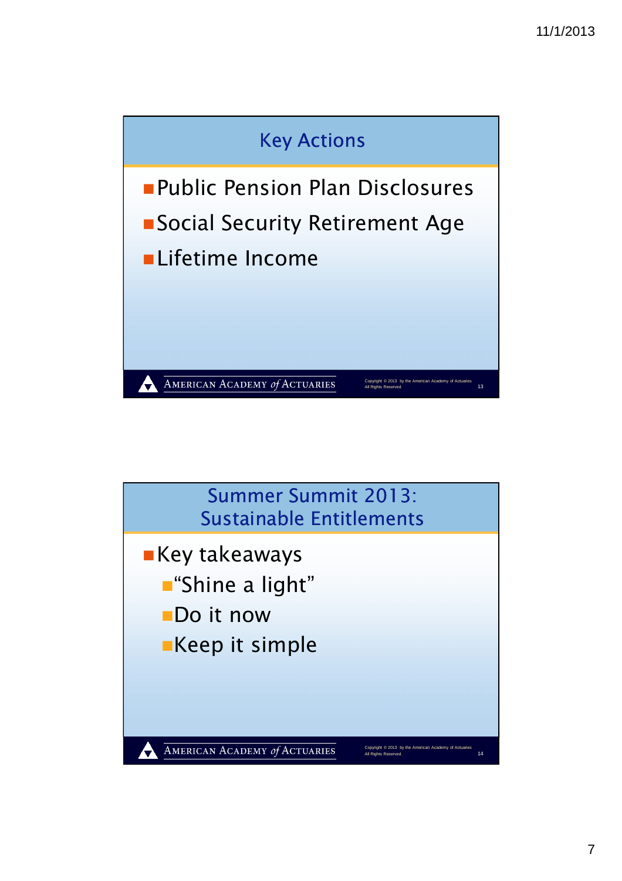## Key Actions

- Public Pension Plan Disclosures
- Social Security Retirement Age
- Lifetime Income

## Summer Summit 2013: Sustainable Entitlements

- Key takeaways
  - "Shine a light"
  - Do it now
  - Keep it simple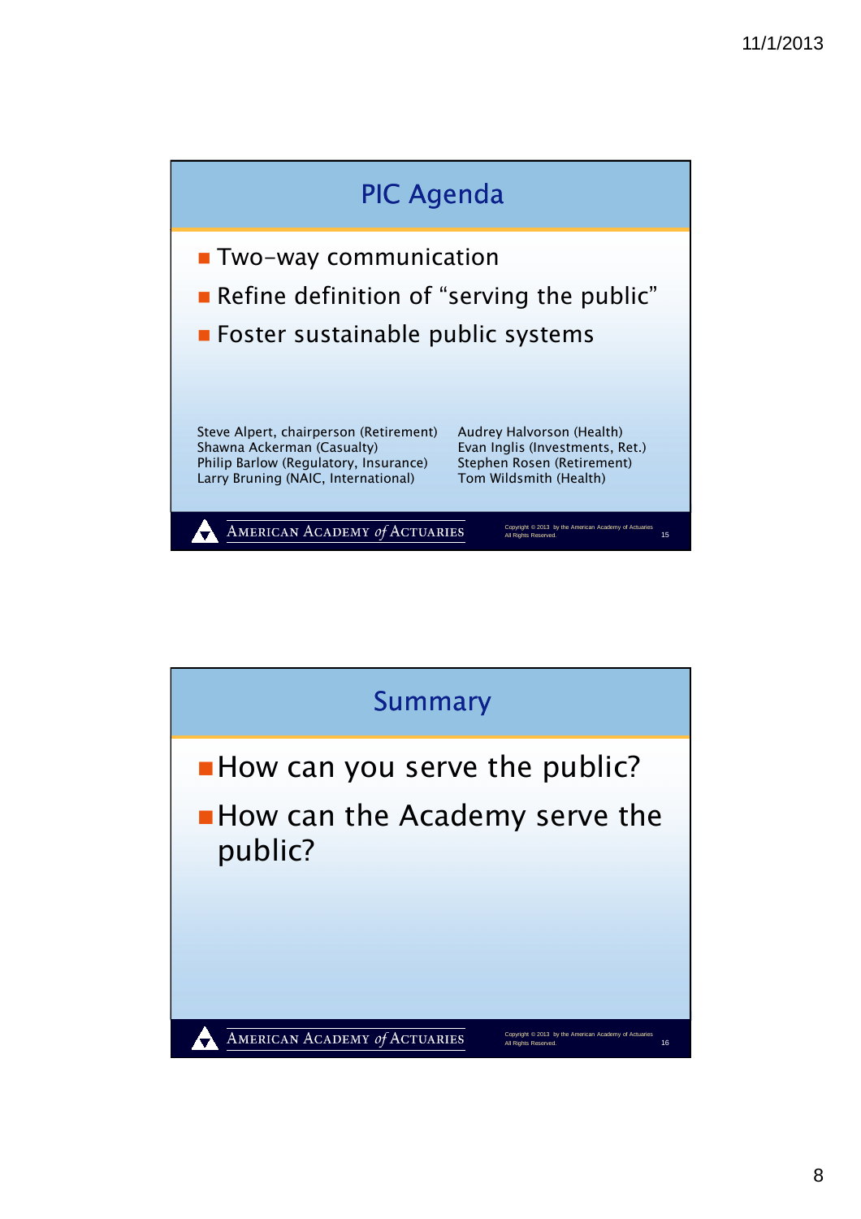## PIC Agenda

- Two-way communication
- Refine definition of “serving the public”
- Foster sustainable public systems

Steve Alpert, chairperson (Retirement)
Shawna Ackerman (Casualty)
Philip Barlow (Regulatory, Insurance)
Larry Bruning (NAIC, International)
Audrey Halvorson (Health)
Evan Inglis (Investments, Ret.)
Stephen Rosen (Retirement)
Tom Wildsmith (Health)

AMERICAN ACADEMY *of* ACTUARIES

Copyright © 2013 by the American Academy of Actuaries
All Rights Reserved.

## Summary

- How can you serve the public?
- How can the Academy serve the public?

AMERICAN ACADEMY *of* ACTUARIES

Copyright © 2013 by the American Academy of Actuaries
All Rights Reserved.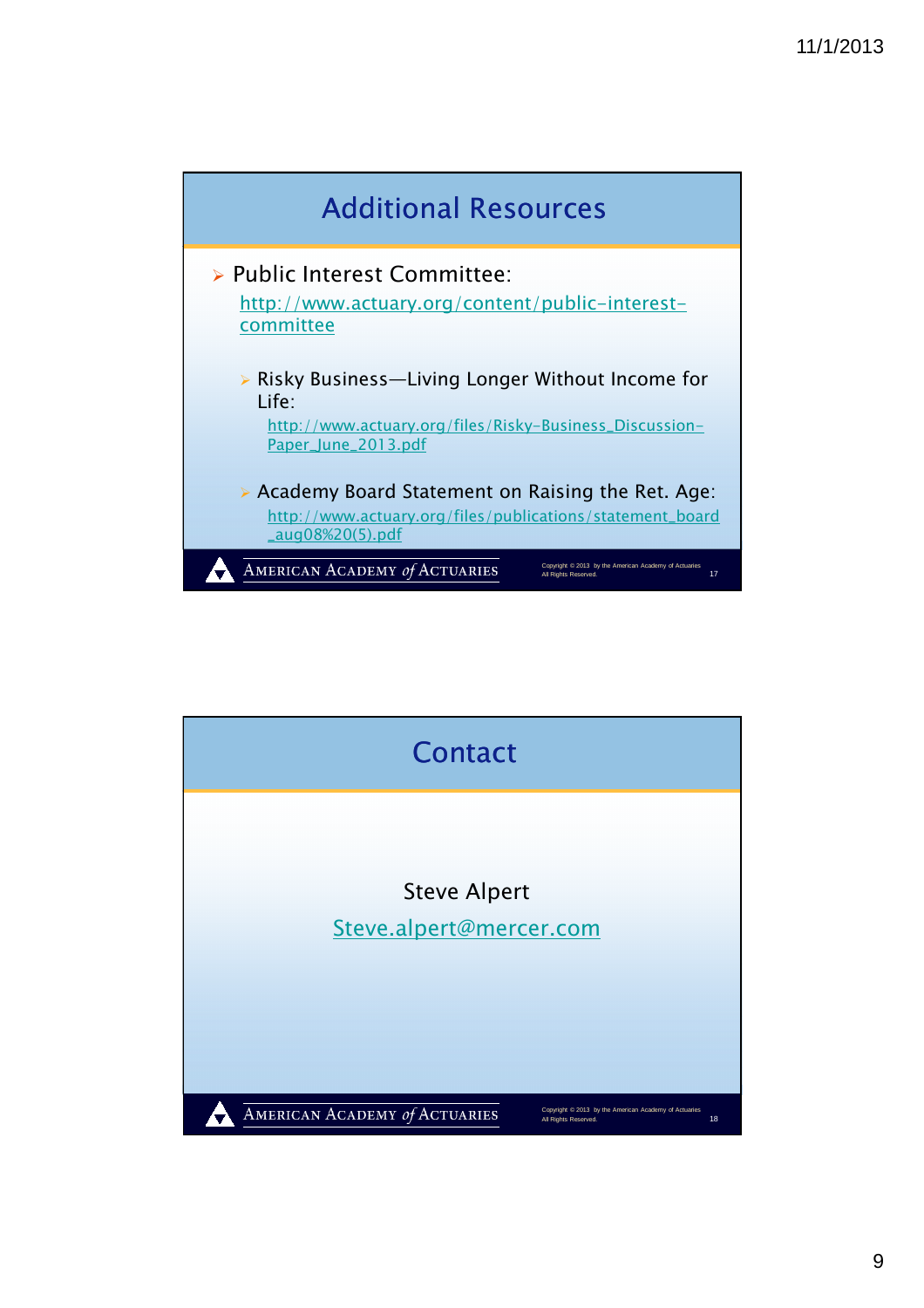## Additional Resources

- Public Interest Committee:
  http://www.actuary.org/content/public-interest-committee
  - Risky Business—Living Longer Without Income for Life:
    http://www.actuary.org/files/Risky-Business_Discussion-Paper_June_2013.pdf
  - Academy Board Statement on Raising the Ret. Age:
    http://www.actuary.org/files/publications/statement_board_aug08%20(5).pdf

AMERICAN ACADEMY *of* ACTUARIES

Copyright © 2013 by the American Academy of Actuaries
All Rights Reserved.

## Contact

Steve Alpert

Steve.alpert@mercer.com

AMERICAN ACADEMY *of* ACTUARIES

Copyright © 2013 by the American Academy of Actuaries
All Rights Reserved.